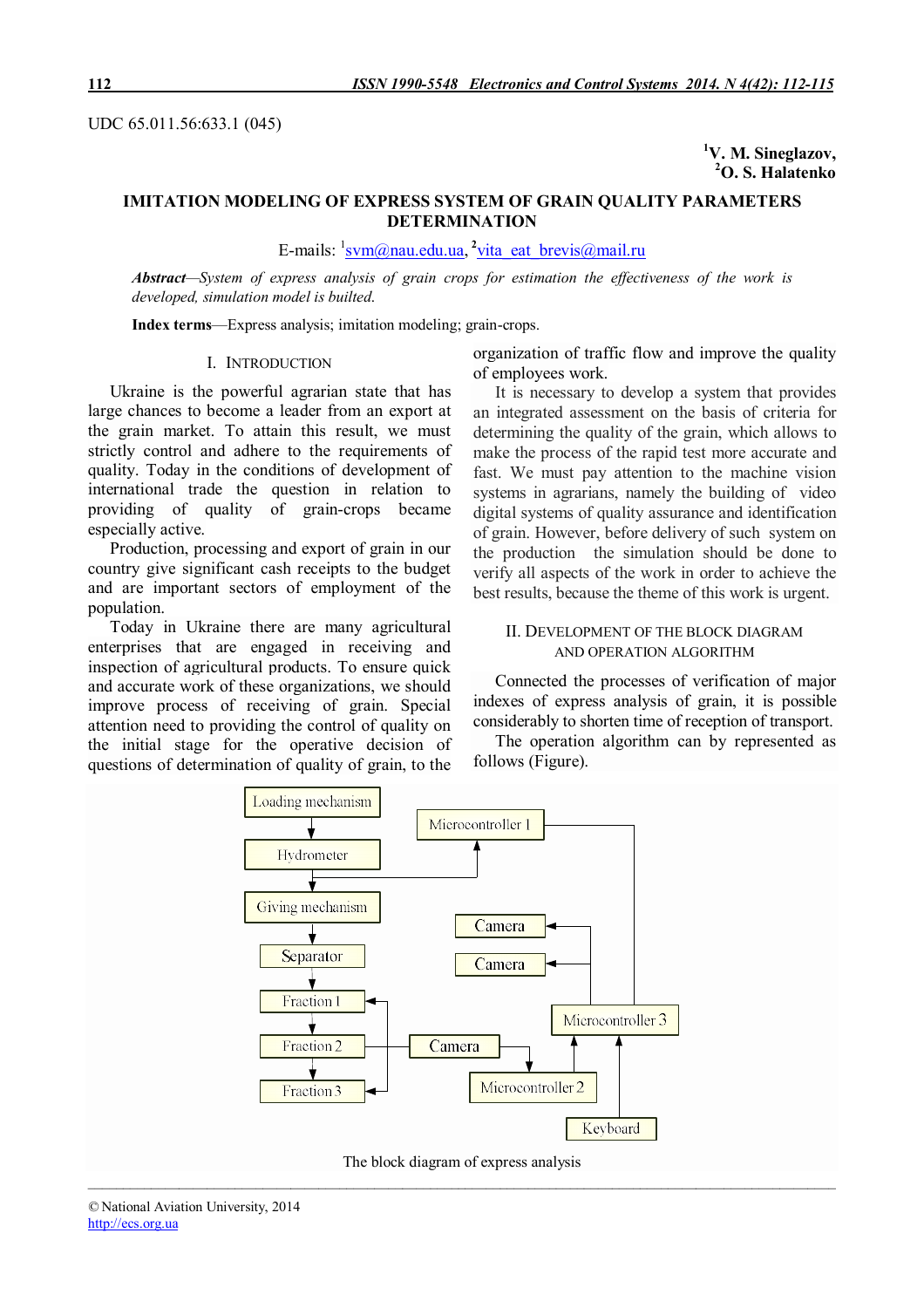UDC 65.011.56:633.1 (045)

**[1]V. M. Sineglazov,**
**[2]O. S. Halatenko**

# IMITATION MODELING OF EXPRESS SYSTEM OF GRAIN QUALITY PARAMETERS DETERMINATION

E-mails: [1]svm@nau.edu.ua, [2]vita_eat_brevis@mail.ru

***Abstract****—System of express analysis of grain crops for estimation the effectiveness of the work is developed, simulation model is builted.*

**Index terms**—Express analysis; imitation modeling; grain-crops.

## I. Introduction

Ukraine is the powerful agrarian state that has large chances to become a leader from an export at the grain market. To attain this result, we must strictly control and adhere to the requirements of quality. Today in the conditions of development of international trade the question in relation to providing of quality of grain-crops became especially active.

Production, processing and export of grain in our country give significant cash receipts to the budget and are important sectors of employment of the population.

Today in Ukraine there are many agricultural enterprises that are engaged in receiving and inspection of agricultural products. To ensure quick and accurate work of these organizations, we should improve process of receiving of grain. Special attention need to providing the control of quality on the initial stage for the operative decision of questions of determination of quality of grain, to the organization of traffic flow and improve the quality of employees work.

It is necessary to develop a system that provides an integrated assessment on the basis of criteria for determining the quality of the grain, which allows to make the process of the rapid test more accurate and fast. We must pay attention to the machine vision systems in agrarians, namely the building of video digital systems of quality assurance and identification of grain. However, before delivery of such system on the production the simulation should be done to verify all aspects of the work in order to achieve the best results, because the theme of this work is urgent.

## II. Development of the Block Diagram and Operation Algorithm

Connected the processes of verification of major indexes of express analysis of grain, it is possible considerably to shorten time of reception of transport.

The operation algorithm can by represented as follows (Figure).

The block diagram of express analysis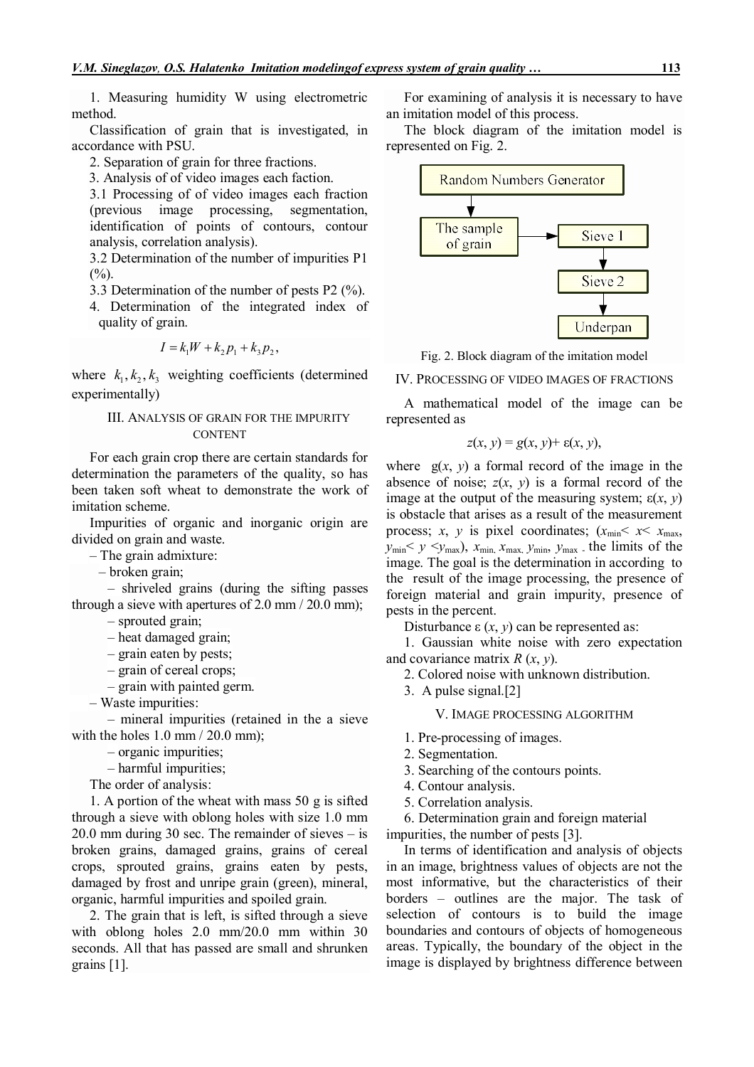1. Measuring humidity W using electrometric method.

Classification of grain that is investigated, in accordance with PSU.

2. Separation of grain for three fractions.

3. Analysis of of video images each faction.

3.1 Processing of of video images each fraction (previous image processing, segmentation, identification of points of contours, contour analysis, correlation analysis).

3.2 Determination of the number of impurities P1 (%).

3.3 Determination of the number of pests P2 (%).

4. Determination of the integrated index of quality of grain.

$$I = k_1 W + k_2 p_1 + k_3 p_2,$$

where $k_1, k_2, k_3$ weighting coefficients (determined experimentally)

## III. Analysis of grain for the impurity content

For each grain crop there are certain standards for determination the parameters of the quality, so has been taken soft wheat to demonstrate the work of imitation scheme.

Impurities of organic and inorganic origin are divided on grain and waste.

– The grain admixture:
  – broken grain;
  – shriveled grains (during the sifting passes through a sieve with apertures of 2.0 mm / 20.0 mm);
  – sprouted grain;
  – heat damaged grain;
  – grain eaten by pests;
  – grain of cereal crops;
  – grain with painted germ.
– Waste impurities:
  – mineral impurities (retained in the a sieve with the holes 1.0 mm / 20.0 mm);
  – organic impurities;
  – harmful impurities;

The order of analysis:

1. A portion of the wheat with mass 50 g is sifted through a sieve with oblong holes with size 1.0 mm 20.0 mm during 30 sec. The remainder of sieves – is broken grains, damaged grains, grains of cereal crops, sprouted grains, grains eaten by pests, damaged by frost and unripe grain (green), mineral, organic, harmful impurities and spoiled grain.

2. The grain that is left, is sifted through a sieve with oblong holes 2.0 mm/20.0 mm within 30 seconds. All that has passed are small and shrunken grains [1].

For examining of analysis it is necessary to have an imitation model of this process.

The block diagram of the imitation model is represented on Fig. 2.

Fig. 2. Block diagram of the imitation model

## IV. Processing of video images of fractions

A mathematical model of the image can be represented as

$$z(x, y) = g(x, y) + \varepsilon(x, y),$$

where $g(x, y)$ a formal record of the image in the absence of noise; $z(x, y)$ is a formal record of the image at the output of the measuring system; $\varepsilon(x, y)$ is obstacle that arises as a result of the measurement process; $x$, $y$ is pixel coordinates; ($x_{\min} < x < x_{\max}$, $y_{\min} < y < y_{\max}$), $x_{\min}$, $x_{\max}$, $y_{\min}$, $y_{\max}$ - the limits of the image. The goal is the determination in according to the result of the image processing, the presence of foreign material and grain impurity, presence of pests in the percent.

Disturbance $\varepsilon(x, y)$ can be represented as:

1. Gaussian white noise with zero expectation and covariance matrix $R(x, y)$.
2. Colored noise with unknown distribution.
3. A pulse signal.[2]

## V. Image processing algorithm

1. Pre-processing of images.
2. Segmentation.
3. Searching of the contours points.
4. Contour analysis.
5. Correlation analysis.
6. Determination grain and foreign material impurities, the number of pests [3].

In terms of identification and analysis of objects in an image, brightness values of objects are not the most informative, but the characteristics of their borders – outlines are the major. The task of selection of contours is to build the image boundaries and contours of objects of homogeneous areas. Typically, the boundary of the object in the image is displayed by brightness difference between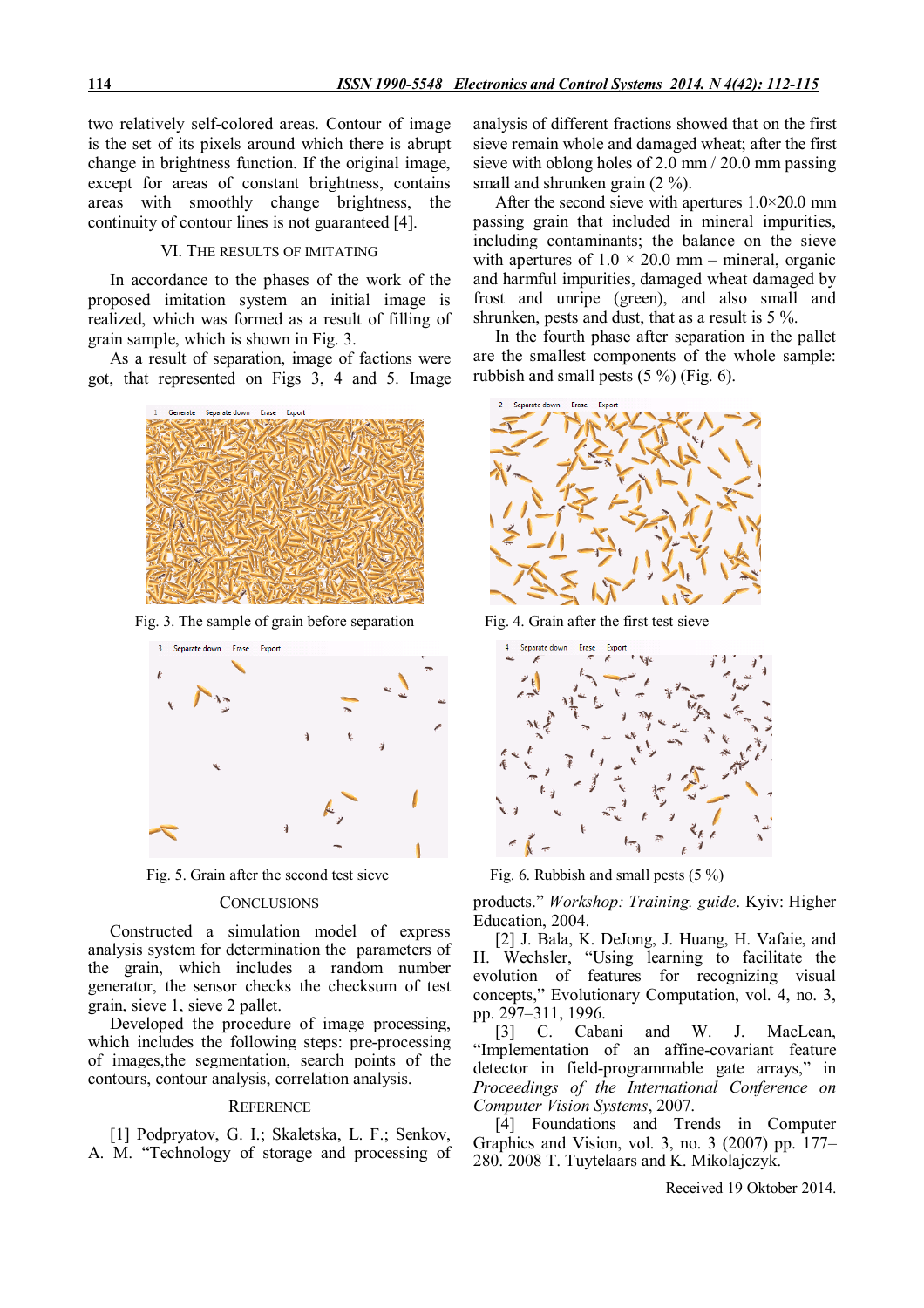two relatively self-colored areas. Contour of image is the set of its pixels around which there is abrupt change in brightness function. If the original image, except for areas of constant brightness, contains areas with smoothly change brightness, the continuity of contour lines is not guaranteed [4].

## VI. The results of imitating

In accordance to the phases of the work of the proposed imitation system an initial image is realized, which was formed as a result of filling of grain sample, which is shown in Fig. 3.

As a result of separation, image of factions were got, that represented on Figs 3, 4 and 5. Image analysis of different fractions showed that on the first sieve remain whole and damaged wheat; after the first sieve with oblong holes of 2.0 mm / 20.0 mm passing small and shrunken grain (2 %).

After the second sieve with apertures 1.0×20.0 mm passing grain that included in mineral impurities, including contaminants; the balance on the sieve with apertures of 1.0 × 20.0 mm – mineral, organic and harmful impurities, damaged wheat damaged by frost and unripe (green), and also small and shrunken, pests and dust, that as a result is 5 %.

In the fourth phase after separation in the pallet are the smallest components of the whole sample: rubbish and small pests (5 %) (Fig. 6).

Fig. 3. The sample of grain before separation

Fig. 4. Grain after the first test sieve

Fig. 5. Grain after the second test sieve

Fig. 6. Rubbish and small pests (5 %)

## Conclusions

Constructed a simulation model of express analysis system for determination the parameters of the grain, which includes a random number generator, the sensor checks the checksum of test grain, sieve 1, sieve 2 pallet.

Developed the procedure of image processing, which includes the following steps: pre-processing of images,the segmentation, search points of the contours, contour analysis, correlation analysis.

## Reference

[1] Podpryatov, G. I.; Skaletska, L. F.; Senkov, A. M. “Technology of storage and processing of products.” *Workshop: Training. guide*. Kyiv: Higher Education, 2004.

[2] J. Bala, K. DeJong, J. Huang, H. Vafaie, and H. Wechsler, “Using learning to facilitate the evolution of features for recognizing visual concepts,” Evolutionary Computation, vol. 4, no. 3, pp. 297–311, 1996.

[3] C. Cabani and W. J. MacLean, “Implementation of an affine-covariant feature detector in field-programmable gate arrays,” in *Proceedings of the International Conference on Computer Vision Systems*, 2007.

[4] Foundations and Trends in Computer Graphics and Vision, vol. 3, no. 3 (2007) pp. 177–280. 2008 T. Tuytelaars and K. Mikolajczyk.

Received 19 Oktober 2014.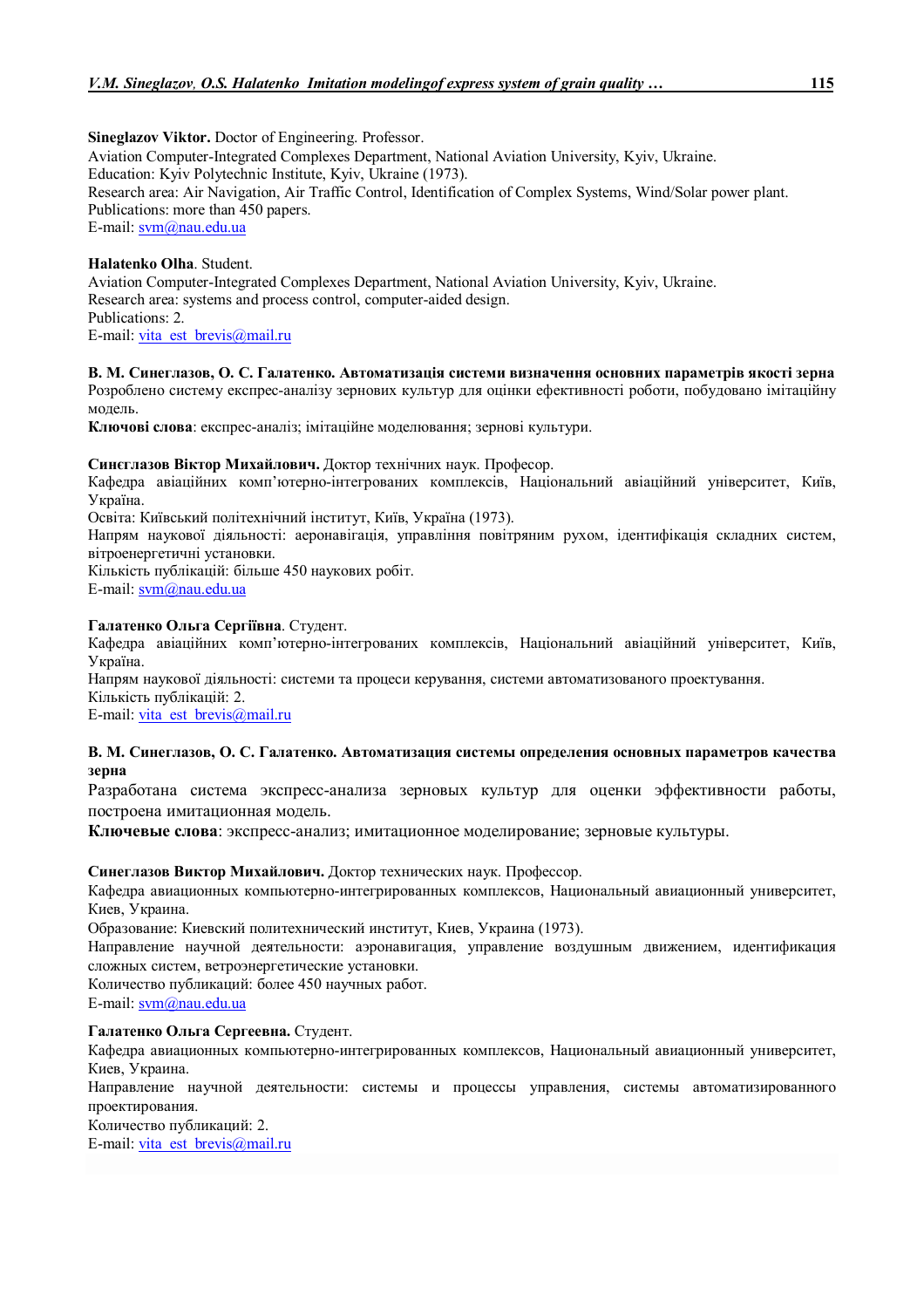**Sineglazov Viktor.** Doctor of Engineering. Professor.
Aviation Computer-Integrated Complexes Department, National Aviation University, Kyiv, Ukraine.
Education: Kyiv Polytechnic Institute, Kyiv, Ukraine (1973).
Research area: Air Navigation, Air Traffic Control, Identification of Complex Systems, Wind/Solar power plant.
Publications: more than 450 papers.
E-mail: svm@nau.edu.ua

**Halatenko Olha**. Student.
Aviation Computer-Integrated Complexes Department, National Aviation University, Kyiv, Ukraine.
Research area: systems and process control, computer-aided design.
Publications: 2.
E-mail: vita_est_brevis@mail.ru

**В. М. Синеглазов, О. С. Галатенко. Автоматизація системи визначення основних параметрів якості зерна**
Розроблено систему експрес-аналізу зернових культур для оцінки ефективності роботи, побудовано імітаційну модель.
**Ключові слова**: експрес-аналіз; імітаційне моделювання; зернові культури.

**Синєглазов Віктор Михайлович.** Доктор технічних наук. Професор.
Кафедра авіаційних комп'ютерно-інтегрованих комплексів, Національний авіаційний університет, Київ, Україна.
Освіта: Київський політехнічний інститут, Київ, Україна (1973).
Напрям наукової діяльності: аеронавігація, управління повітряним рухом, ідентифікація складних систем, вітроенергетичні установки.
Кількість публікацій: більше 450 наукових робіт.
E-mail: svm@nau.edu.ua

**Галатенко Ольга Сергіївна**. Студент.
Кафедра авіаційних комп'ютерно-інтегрованих комплексів, Національний авіаційний університет, Київ, Україна.
Напрям наукової діяльності: системи та процеси керування, системи автоматизованого проектування.
Кількість публікацій: 2.
E-mail: vita_est_brevis@mail.ru

**В. М. Синеглазов, О. С. Галатенко. Автоматизация системы определения основных параметров качества зерна**
Разработана система экспресс-анализа зерновых культур для оценки эффективности работы, построена имитационная модель.
**Ключевые слова**: экспресс-анализ; имитационное моделирование; зерновые культуры.

**Синеглазов Виктор Михайлович.** Доктор технических наук. Профессор.
Кафедра авиационных компьютерно-интегрированных комплексов, Национальный авиационный университет, Киев, Украина.
Образование: Киевский политехнический институт, Киев, Украина (1973).
Направление научной деятельности: аэронавигация, управление воздушным движением, идентификация сложных систем, ветроэнергетические установки.
Количество публикаций: более 450 научных работ.
E-mail: svm@nau.edu.ua

**Галатенко Ольга Сергеевна.** Студент.
Кафедра авиационных компьютерно-интегрированных комплексов, Национальный авиационный университет, Киев, Украина.
Направление научной деятельности: системы и процессы управления, системы автоматизированного проектирования.
Количество публикаций: 2.
E-mail: vita_est_brevis@mail.ru